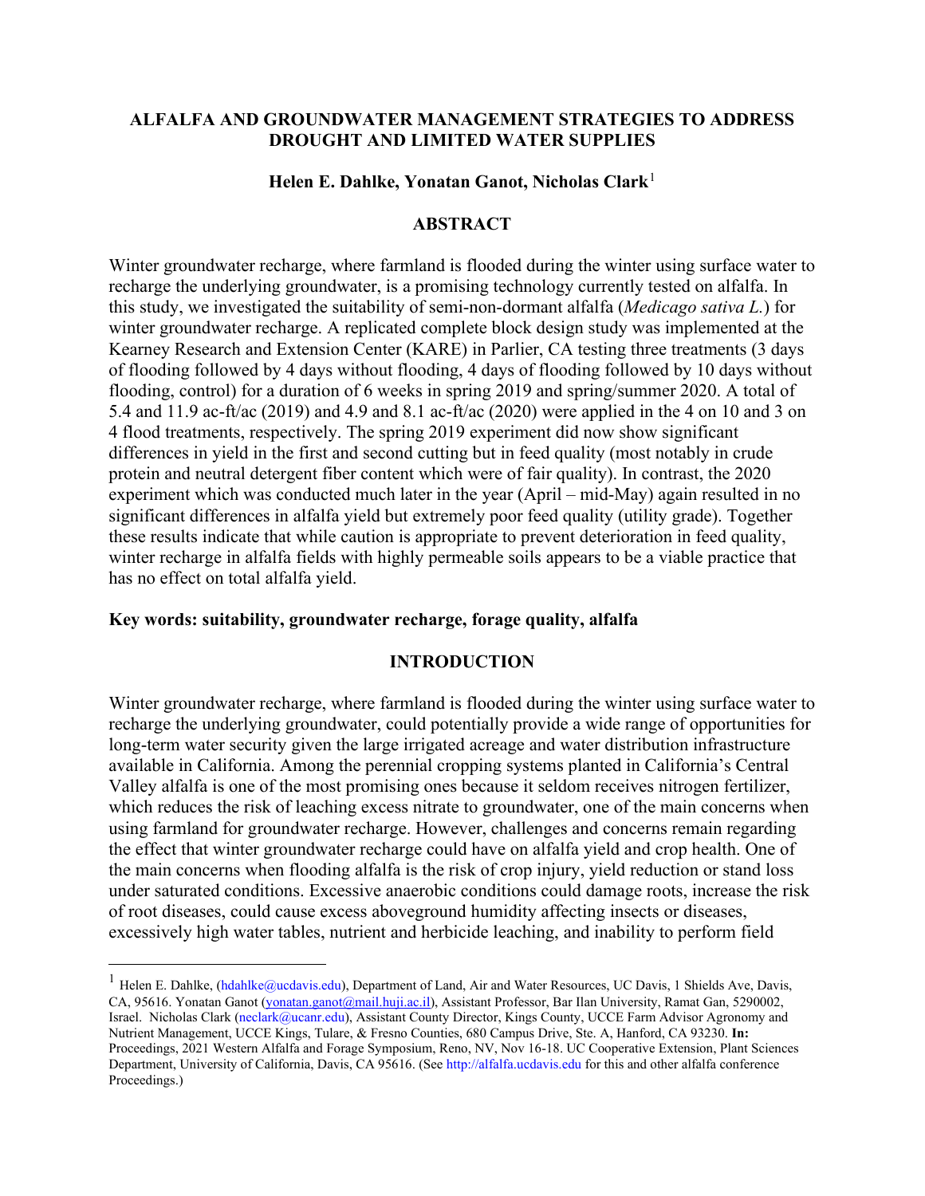# ALFALFA AND GROUNDWATER MANAGEMENT STRATEGIES TO ADDRESS DROUGHT AND LIMITED WATER SUPPLIES

**Helen E. Dahlke, Yonatan Ganot, Nicholas Clark**[1]

## ABSTRACT

Winter groundwater recharge, where farmland is flooded during the winter using surface water to recharge the underlying groundwater, is a promising technology currently tested on alfalfa. In this study, we investigated the suitability of semi-non-dormant alfalfa (*Medicago sativa L.*) for winter groundwater recharge. A replicated complete block design study was implemented at the Kearney Research and Extension Center (KARE) in Parlier, CA testing three treatments (3 days of flooding followed by 4 days without flooding, 4 days of flooding followed by 10 days without flooding, control) for a duration of 6 weeks in spring 2019 and spring/summer 2020. A total of 5.4 and 11.9 ac-ft/ac (2019) and 4.9 and 8.1 ac-ft/ac (2020) were applied in the 4 on 10 and 3 on 4 flood treatments, respectively. The spring 2019 experiment did now show significant differences in yield in the first and second cutting but in feed quality (most notably in crude protein and neutral detergent fiber content which were of fair quality). In contrast, the 2020 experiment which was conducted much later in the year (April – mid-May) again resulted in no significant differences in alfalfa yield but extremely poor feed quality (utility grade). Together these results indicate that while caution is appropriate to prevent deterioration in feed quality, winter recharge in alfalfa fields with highly permeable soils appears to be a viable practice that has no effect on total alfalfa yield.

**Key words: suitability, groundwater recharge, forage quality, alfalfa**

## INTRODUCTION

Winter groundwater recharge, where farmland is flooded during the winter using surface water to recharge the underlying groundwater, could potentially provide a wide range of opportunities for long-term water security given the large irrigated acreage and water distribution infrastructure available in California. Among the perennial cropping systems planted in California's Central Valley alfalfa is one of the most promising ones because it seldom receives nitrogen fertilizer, which reduces the risk of leaching excess nitrate to groundwater, one of the main concerns when using farmland for groundwater recharge. However, challenges and concerns remain regarding the effect that winter groundwater recharge could have on alfalfa yield and crop health. One of the main concerns when flooding alfalfa is the risk of crop injury, yield reduction or stand loss under saturated conditions. Excessive anaerobic conditions could damage roots, increase the risk of root diseases, could cause excess aboveground humidity affecting insects or diseases, excessively high water tables, nutrient and herbicide leaching, and inability to perform field

---

[1] Helen E. Dahlke, (hdahlke@ucdavis.edu), Department of Land, Air and Water Resources, UC Davis, 1 Shields Ave, Davis, CA, 95616. Yonatan Ganot (yonatan.ganot@mail.huji.ac.il), Assistant Professor, Bar Ilan University, Ramat Gan, 5290002, Israel. Nicholas Clark (neclark@ucanr.edu), Assistant County Director, Kings County, UCCE Farm Advisor Agronomy and Nutrient Management, UCCE Kings, Tulare, & Fresno Counties, 680 Campus Drive, Ste. A, Hanford, CA 93230. **In:** Proceedings, 2021 Western Alfalfa and Forage Symposium, Reno, NV, Nov 16-18. UC Cooperative Extension, Plant Sciences Department, University of California, Davis, CA 95616. (See http://alfalfa.ucdavis.edu for this and other alfalfa conference Proceedings.)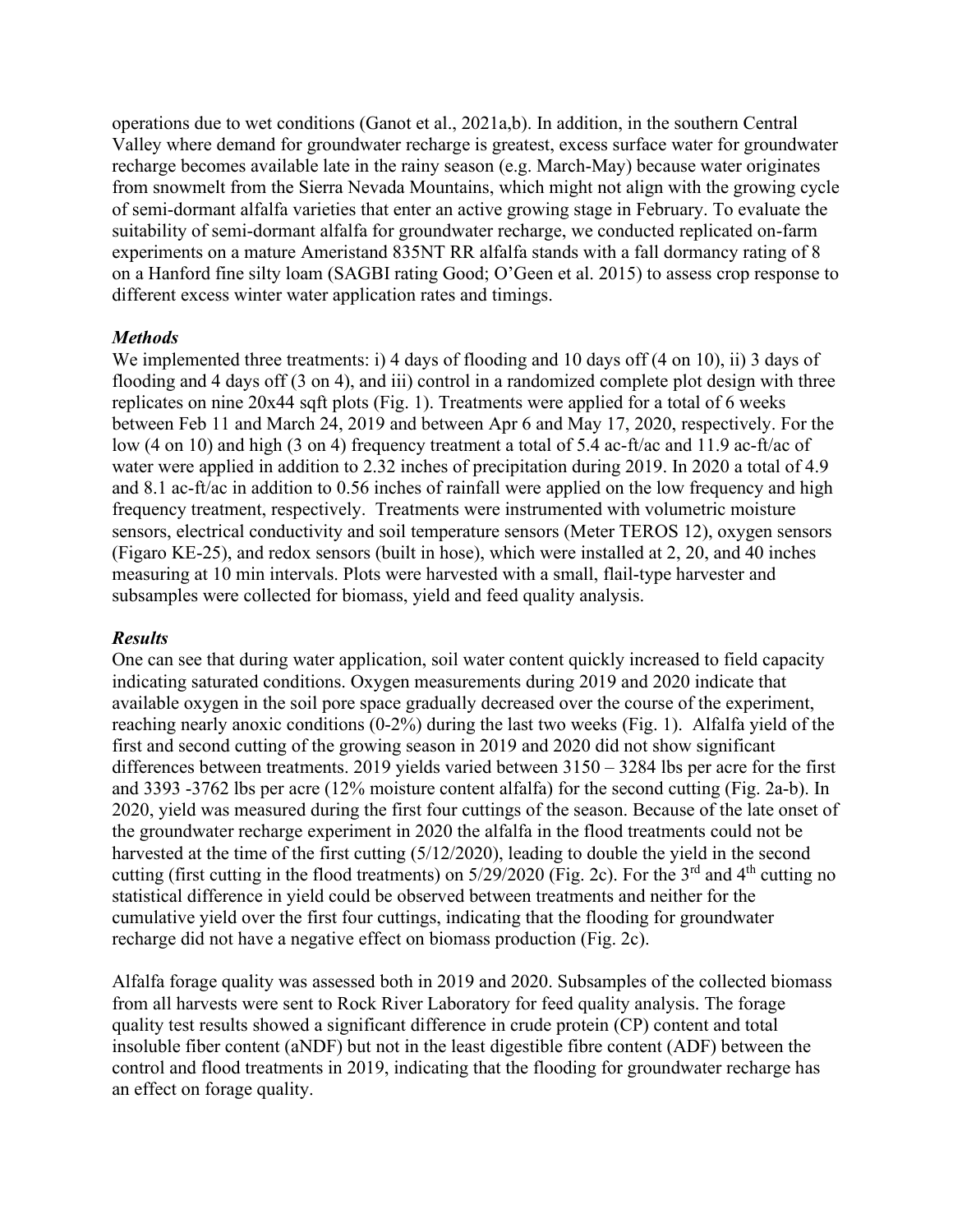operations due to wet conditions (Ganot et al., 2021a,b). In addition, in the southern Central Valley where demand for groundwater recharge is greatest, excess surface water for groundwater recharge becomes available late in the rainy season (e.g. March-May) because water originates from snowmelt from the Sierra Nevada Mountains, which might not align with the growing cycle of semi-dormant alfalfa varieties that enter an active growing stage in February. To evaluate the suitability of semi-dormant alfalfa for groundwater recharge, we conducted replicated on-farm experiments on a mature Ameristand 835NT RR alfalfa stands with a fall dormancy rating of 8 on a Hanford fine silty loam (SAGBI rating Good; O'Geen et al. 2015) to assess crop response to different excess winter water application rates and timings.

### *Methods*

We implemented three treatments: i) 4 days of flooding and 10 days off (4 on 10), ii) 3 days of flooding and 4 days off (3 on 4), and iii) control in a randomized complete plot design with three replicates on nine 20x44 sqft plots (Fig. 1). Treatments were applied for a total of 6 weeks between Feb 11 and March 24, 2019 and between Apr 6 and May 17, 2020, respectively. For the low (4 on 10) and high (3 on 4) frequency treatment a total of 5.4 ac-ft/ac and 11.9 ac-ft/ac of water were applied in addition to 2.32 inches of precipitation during 2019. In 2020 a total of 4.9 and 8.1 ac-ft/ac in addition to 0.56 inches of rainfall were applied on the low frequency and high frequency treatment, respectively. Treatments were instrumented with volumetric moisture sensors, electrical conductivity and soil temperature sensors (Meter TEROS 12), oxygen sensors (Figaro KE-25), and redox sensors (built in hose), which were installed at 2, 20, and 40 inches measuring at 10 min intervals. Plots were harvested with a small, flail-type harvester and subsamples were collected for biomass, yield and feed quality analysis.

### *Results*

One can see that during water application, soil water content quickly increased to field capacity indicating saturated conditions. Oxygen measurements during 2019 and 2020 indicate that available oxygen in the soil pore space gradually decreased over the course of the experiment, reaching nearly anoxic conditions (0-2%) during the last two weeks (Fig. 1). Alfalfa yield of the first and second cutting of the growing season in 2019 and 2020 did not show significant differences between treatments. 2019 yields varied between 3150 – 3284 lbs per acre for the first and 3393 -3762 lbs per acre (12% moisture content alfalfa) for the second cutting (Fig. 2a-b). In 2020, yield was measured during the first four cuttings of the season. Because of the late onset of the groundwater recharge experiment in 2020 the alfalfa in the flood treatments could not be harvested at the time of the first cutting (5/12/2020), leading to double the yield in the second cutting (first cutting in the flood treatments) on 5/29/2020 (Fig. 2c). For the 3rd and 4th cutting no statistical difference in yield could be observed between treatments and neither for the cumulative yield over the first four cuttings, indicating that the flooding for groundwater recharge did not have a negative effect on biomass production (Fig. 2c).

Alfalfa forage quality was assessed both in 2019 and 2020. Subsamples of the collected biomass from all harvests were sent to Rock River Laboratory for feed quality analysis. The forage quality test results showed a significant difference in crude protein (CP) content and total insoluble fiber content (aNDF) but not in the least digestible fibre content (ADF) between the control and flood treatments in 2019, indicating that the flooding for groundwater recharge has an effect on forage quality.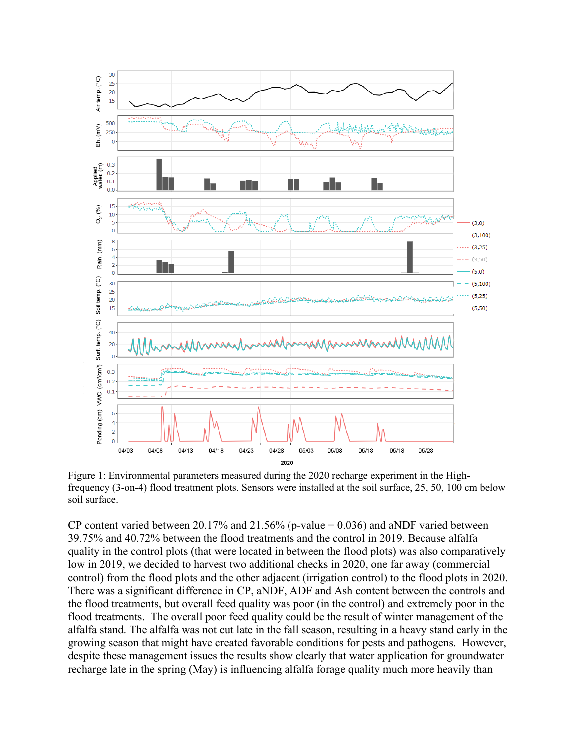Figure 1: Environmental parameters measured during the 2020 recharge experiment in the High-frequency (3-on-4) flood treatment plots. Sensors were installed at the soil surface, 25, 50, 100 cm below soil surface.

CP content varied between 20.17% and 21.56% (p-value = 0.036) and aNDF varied between 39.75% and 40.72% between the flood treatments and the control in 2019. Because alfalfa quality in the control plots (that were located in between the flood plots) was also comparatively low in 2019, we decided to harvest two additional checks in 2020, one far away (commercial control) from the flood plots and the other adjacent (irrigation control) to the flood plots in 2020. There was a significant difference in CP, aNDF, ADF and Ash content between the controls and the flood treatments, but overall feed quality was poor (in the control) and extremely poor in the flood treatments. The overall poor feed quality could be the result of winter management of the alfalfa stand. The alfalfa was not cut late in the fall season, resulting in a heavy stand early in the growing season that might have created favorable conditions for pests and pathogens. However, despite these management issues the results show clearly that water application for groundwater recharge late in the spring (May) is influencing alfalfa forage quality much more heavily than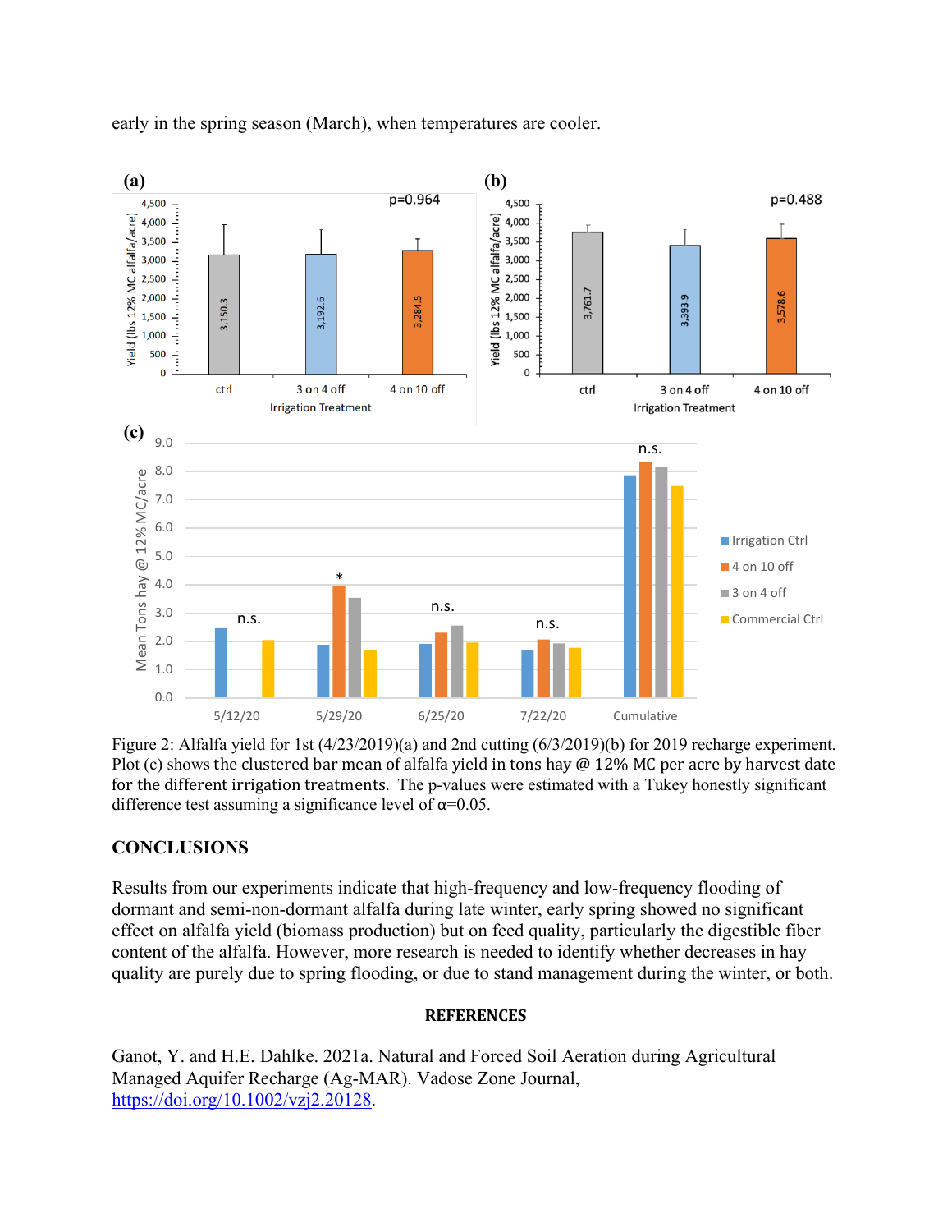early in the spring season (March), when temperatures are cooler.

Figure 2: Alfalfa yield for 1st (4/23/2019)(a) and 2nd cutting (6/3/2019)(b) for 2019 recharge experiment. Plot (c) shows the clustered bar mean of alfalfa yield in tons hay @ 12% MC per acre by harvest date for the different irrigation treatments. The p-values were estimated with a Tukey honestly significant difference test assuming a significance level of α=0.05.

## CONCLUSIONS

Results from our experiments indicate that high-frequency and low-frequency flooding of dormant and semi-non-dormant alfalfa during late winter, early spring showed no significant effect on alfalfa yield (biomass production) but on feed quality, particularly the digestible fiber content of the alfalfa. However, more research is needed to identify whether decreases in hay quality are purely due to spring flooding, or due to stand management during the winter, or both.

## REFERENCES

Ganot, Y. and H.E. Dahlke. 2021a. Natural and Forced Soil Aeration during Agricultural Managed Aquifer Recharge (Ag-MAR). Vadose Zone Journal, https://doi.org/10.1002/vzj2.20128.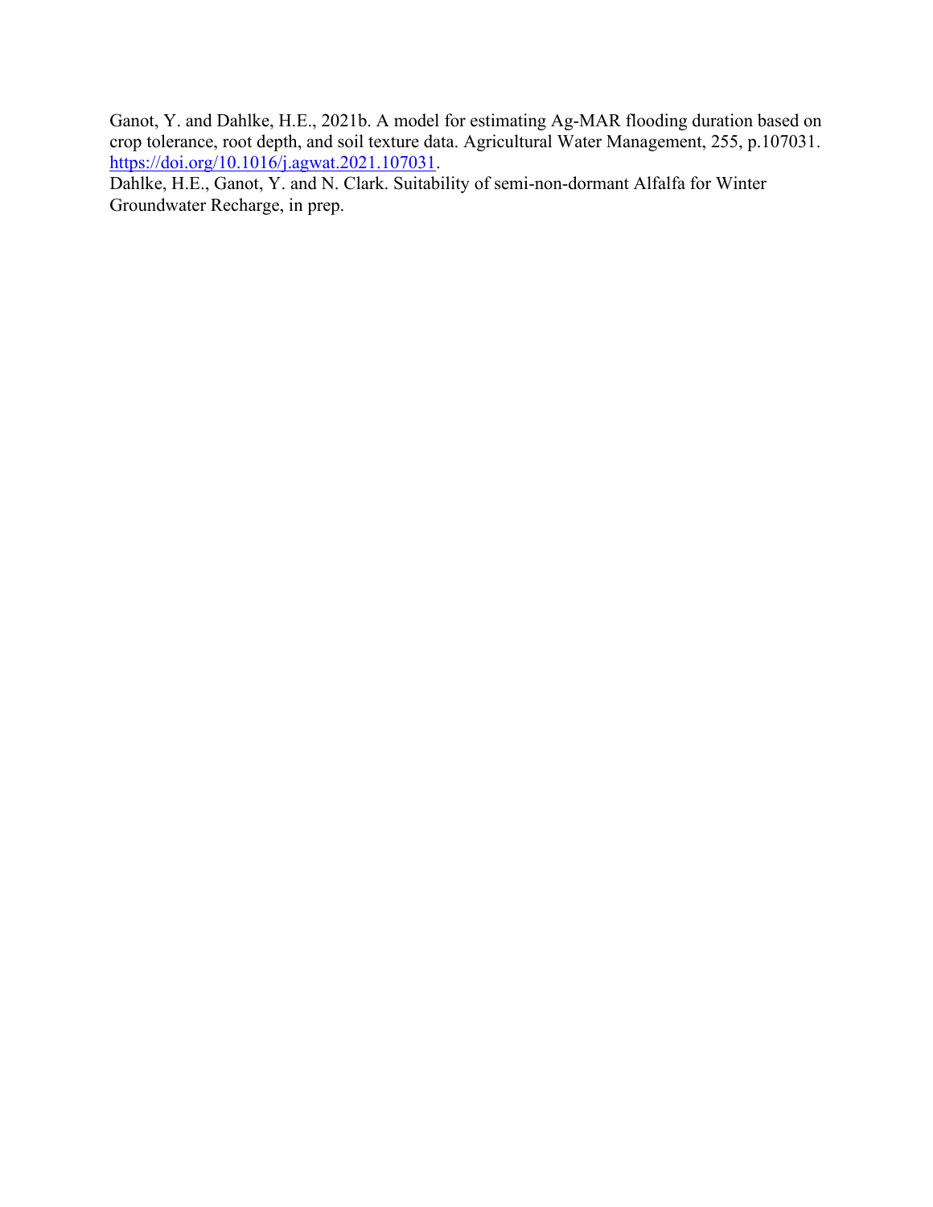Ganot, Y. and Dahlke, H.E., 2021b. A model for estimating Ag-MAR flooding duration based on crop tolerance, root depth, and soil texture data. Agricultural Water Management, 255, p.107031. https://doi.org/10.1016/j.agwat.2021.107031.

Dahlke, H.E., Ganot, Y. and N. Clark. Suitability of semi-non-dormant Alfalfa for Winter Groundwater Recharge, in prep.